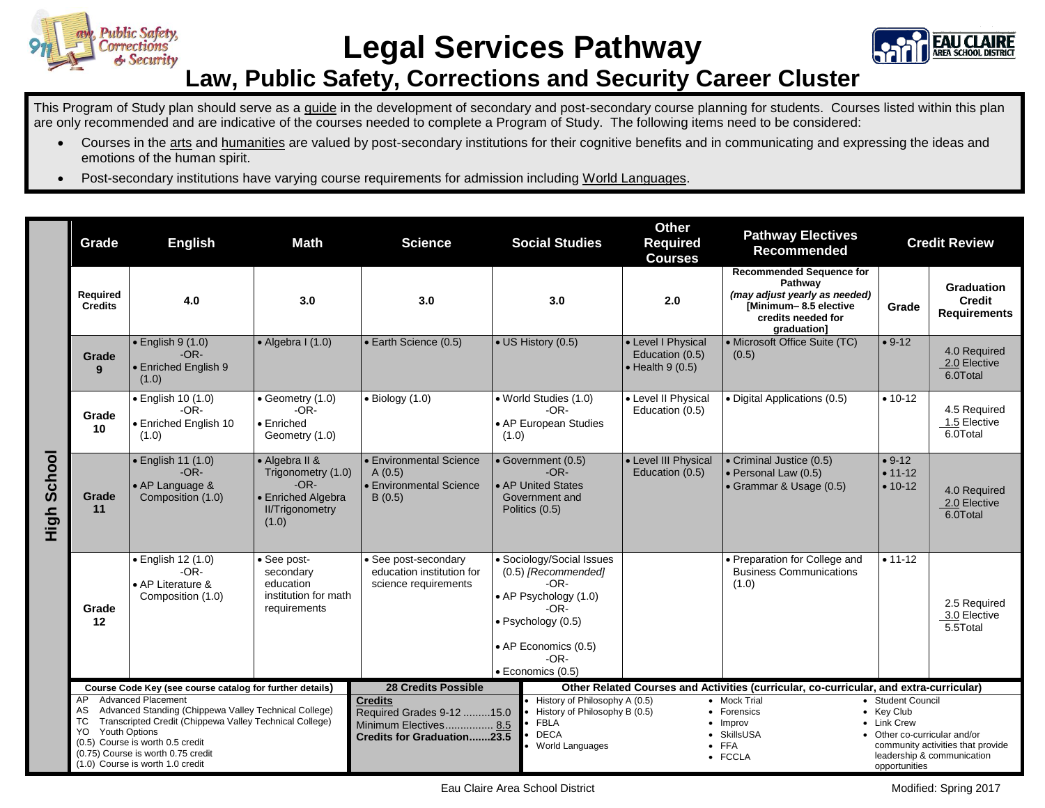# Legal Services Pathway

## Law, Public Safety, Corrections and Security Career Cluster

This Program of Study plan should serve as a guide in the development of secondary and post-secondary course planning for students. Courses listed within this plan are only recommended and are indicative of the courses needed to complete a Program of Study. The following items need to be considered:

- Courses in the arts and humanities are valued by post-secondary institutions for their cognitive benefits and in communicating and expressing the ideas and emotions of the human spirit.
- Post-secondary institutions have varying course requirements for admission including World Languages.

### High School

| Grade | English | Math | Science | Social Studies | Other Required Courses | Pathway Electives Recommended | Credit Review | |
|---|---|---|---|---|---|---|---|---|
| Required Credits | 4.0 | 3.0 | 3.0 | 3.0 | 2.0 | **Recommended Sequence for Pathway** *(may adjust yearly as needed)* **[Minimum– 8.5 elective credits needed for graduation]** | **Grade** | **Graduation Credit Requirements** |
| **Grade 9** | • English 9 (1.0) -OR- • Enriched English 9 (1.0) | • Algebra I (1.0) | • Earth Science (0.5) | • US History (0.5) | • Level I Physical Education (0.5) • Health 9 (0.5) | • Microsoft Office Suite (TC) (0.5) | • 9-12 | 4.0 Required 2.0 Elective 6.0Total |
| **Grade 10** | • English 10 (1.0) -OR- • Enriched English 10 (1.0) | • Geometry (1.0) -OR- • Enriched Geometry (1.0) | • Biology (1.0) | • World Studies (1.0) -OR- • AP European Studies (1.0) | • Level II Physical Education (0.5) | • Digital Applications (0.5) | • 10-12 | 4.5 Required 1.5 Elective 6.0Total |
| **Grade 11** | • English 11 (1.0) -OR- • AP Language & Composition (1.0) | • Algebra II & Trigonometry (1.0) -OR- • Enriched Algebra II/Trigonometry (1.0) | • Environmental Science A (0.5) • Environmental Science B (0.5) | • Government (0.5) -OR- • AP United States Government and Politics (0.5) | • Level III Physical Education (0.5) | • Criminal Justice (0.5) • Personal Law (0.5) • Grammar & Usage (0.5) | • 9-12 • 11-12 • 10-12 | 4.0 Required 2.0 Elective 6.0Total |
| **Grade 12** | • English 12 (1.0) -OR- • AP Literature & Composition (1.0) | • See post-secondary education institution for math requirements | • See post-secondary education institution for science requirements | • Sociology/Social Issues (0.5) *[Recommended]* -OR- • AP Psychology (1.0) -OR- • Psychology (0.5) • AP Economics (0.5) -OR- • Economics (0.5) | | • Preparation for College and Business Communications (1.0) | • 11-12 | 2.5 Required 3.0 Elective 5.5Total |

**Course Code Key (see course catalog for further details)**

- AP Advanced Placement
- AS Advanced Standing (Chippewa Valley Technical College)
- TC Transcripted Credit (Chippewa Valley Technical College)
- YO Youth Options
- (0.5) Course is worth 0.5 credit
- (0.75) Course is worth 0.75 credit
- (1.0) Course is worth 1.0 credit

**28 Credits Possible**

**Credits**
Required Grades 9-12 .........15.0
Minimum Electives................ 8.5
**Credits for Graduation.......23.5**

**Other Related Courses and Activities (curricular, co-curricular, and extra-curricular)**

- History of Philosophy A (0.5)
- History of Philosophy B (0.5)
- FBLA
- DECA
- World Languages
- Mock Trial
- Forensics
- Improv
- SkillsUSA
- FFA
- FCCLA
- Student Council
- Key Club
- Link Crew
- Other co-curricular and/or community activities that provide leadership & communication opportunities

Eau Claire Area School District — Modified: Spring 2017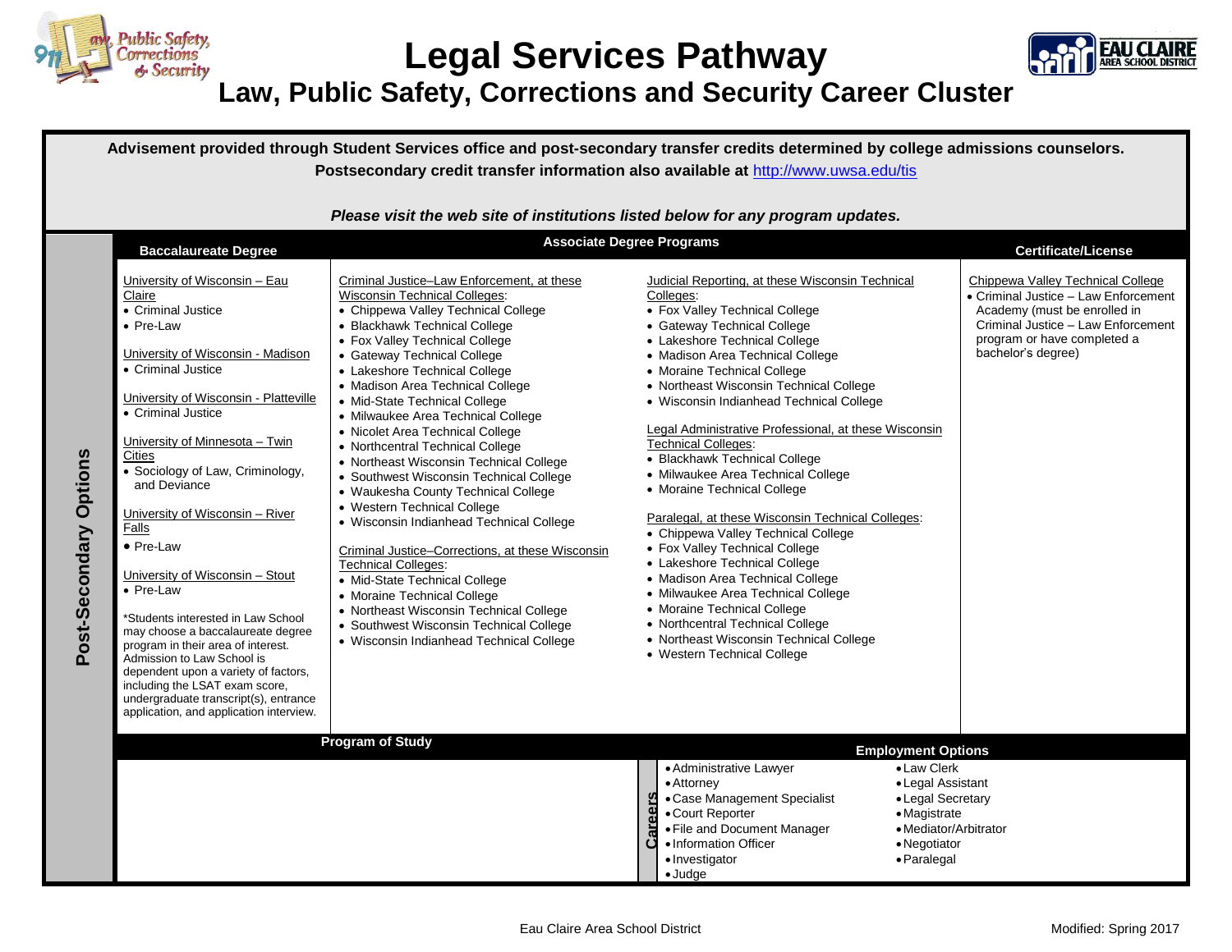# Legal Services Pathway

## Law, Public Safety, Corrections and Security Career Cluster

**Advisement provided through Student Services office and post-secondary transfer credits determined by college admissions counselors.**
**Postsecondary credit transfer information also available at** http://www.uwsa.edu/tis

***Please visit the web site of institutions listed below for any program updates.***

## Post-Secondary Options

### Baccalaureate Degree

University of Wisconsin – Eau Claire
- Criminal Justice
- Pre-Law

University of Wisconsin - Madison
- Criminal Justice

University of Wisconsin - Platteville
- Criminal Justice

University of Minnesota – Twin Cities
- Sociology of Law, Criminology, and Deviance

University of Wisconsin – River Falls
- Pre-Law

University of Wisconsin – Stout
- Pre-Law

*Students interested in Law School may choose a baccalaureate degree program in their area of interest. Admission to Law School is dependent upon a variety of factors, including the LSAT exam score, undergraduate transcript(s), entrance application, and application interview.

### Associate Degree Programs

Criminal Justice–Law Enforcement, at these Wisconsin Technical Colleges:
- Chippewa Valley Technical College
- Blackhawk Technical College
- Fox Valley Technical College
- Gateway Technical College
- Lakeshore Technical College
- Madison Area Technical College
- Mid-State Technical College
- Milwaukee Area Technical College
- Nicolet Area Technical College
- Northcentral Technical College
- Northeast Wisconsin Technical College
- Southwest Wisconsin Technical College
- Waukesha County Technical College
- Western Technical College
- Wisconsin Indianhead Technical College

Criminal Justice–Corrections, at these Wisconsin Technical Colleges:
- Mid-State Technical College
- Moraine Technical College
- Northeast Wisconsin Technical College
- Southwest Wisconsin Technical College
- Wisconsin Indianhead Technical College

Judicial Reporting, at these Wisconsin Technical Colleges:
- Fox Valley Technical College
- Gateway Technical College
- Lakeshore Technical College
- Madison Area Technical College
- Moraine Technical College
- Northeast Wisconsin Technical College
- Wisconsin Indianhead Technical College

Legal Administrative Professional, at these Wisconsin Technical Colleges:
- Blackhawk Technical College
- Milwaukee Area Technical College
- Moraine Technical College

Paralegal, at these Wisconsin Technical Colleges:
- Chippewa Valley Technical College
- Fox Valley Technical College
- Lakeshore Technical College
- Madison Area Technical College
- Milwaukee Area Technical College
- Moraine Technical College
- Northcentral Technical College
- Northeast Wisconsin Technical College
- Western Technical College

### Certificate/License

Chippewa Valley Technical College
- Criminal Justice – Law Enforcement Academy (must be enrolled in Criminal Justice – Law Enforcement program or have completed a bachelor's degree)

## Program of Study

## Employment Options

### Careers

- Administrative Lawyer
- Attorney
- Case Management Specialist
- Court Reporter
- File and Document Manager
- Information Officer
- Investigator
- Judge
- Law Clerk
- Legal Assistant
- Legal Secretary
- Magistrate
- Mediator/Arbitrator
- Negotiator
- Paralegal

Eau Claire Area School District

Modified: Spring 2017